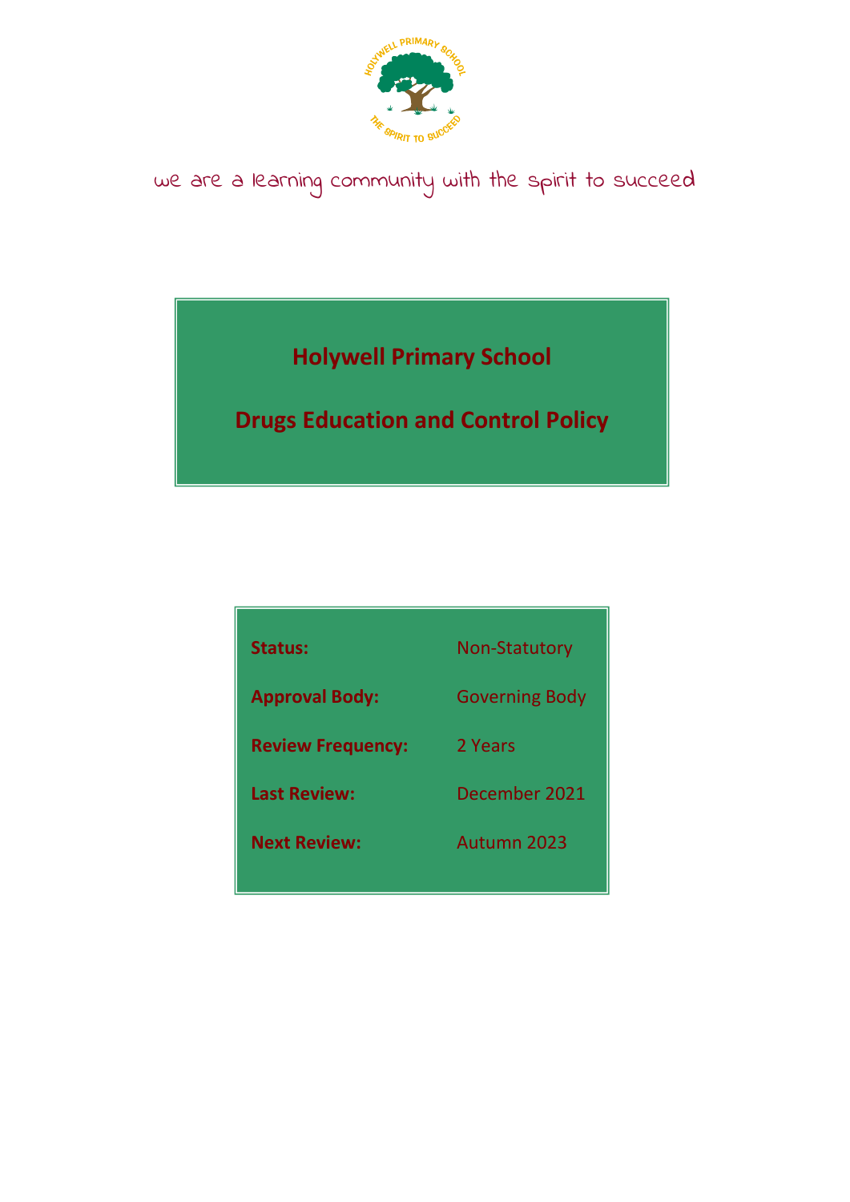we are a learning community with the spirit to succeed

# Holywell Primary School

# Drugs Education and Control Policy

| | |
|---|---|
| **Status:** | Non-Statutory |
| **Approval Body:** | Governing Body |
| **Review Frequency:** | 2 Years |
| **Last Review:** | December 2021 |
| **Next Review:** | Autumn 2023 |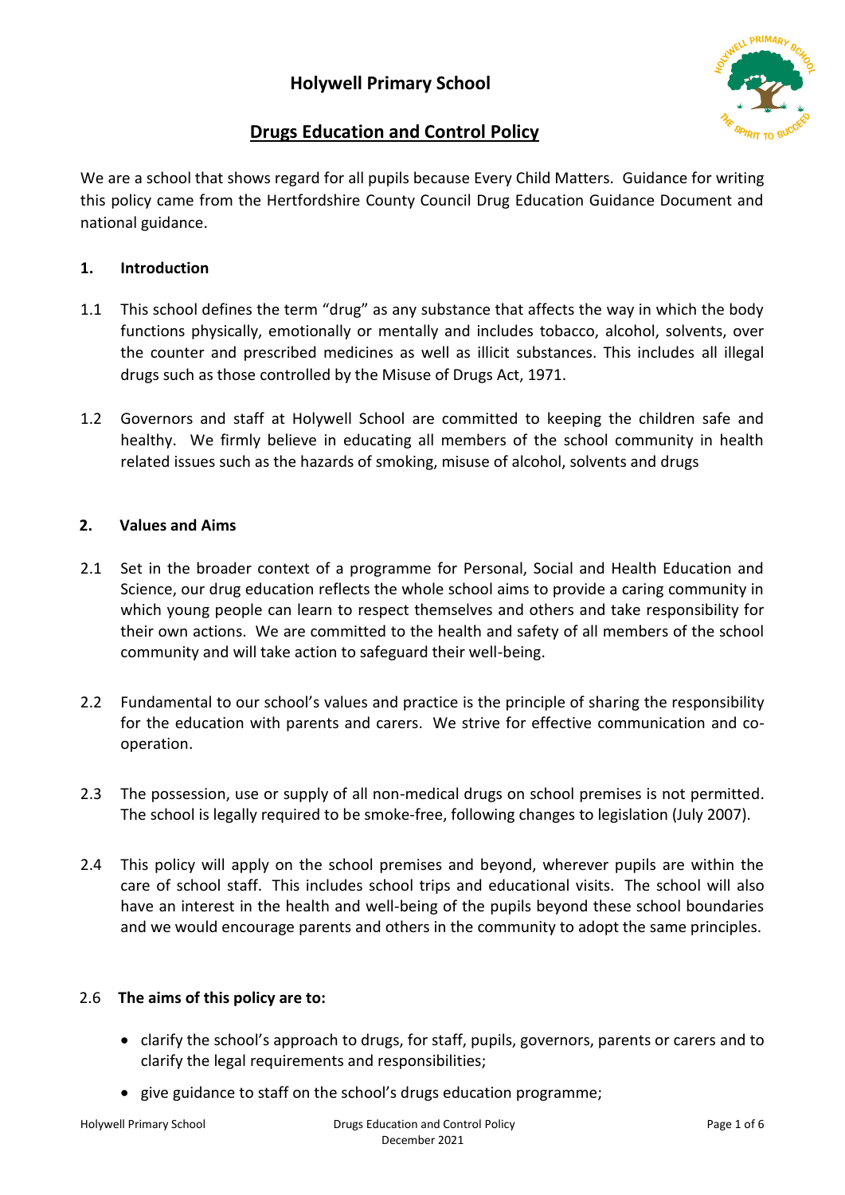# Holywell Primary School

## Drugs Education and Control Policy

We are a school that shows regard for all pupils because Every Child Matters. Guidance for writing this policy came from the Hertfordshire County Council Drug Education Guidance Document and national guidance.

### 1. Introduction

1.1 This school defines the term "drug" as any substance that affects the way in which the body functions physically, emotionally or mentally and includes tobacco, alcohol, solvents, over the counter and prescribed medicines as well as illicit substances. This includes all illegal drugs such as those controlled by the Misuse of Drugs Act, 1971.

1.2 Governors and staff at Holywell School are committed to keeping the children safe and healthy. We firmly believe in educating all members of the school community in health related issues such as the hazards of smoking, misuse of alcohol, solvents and drugs

### 2. Values and Aims

2.1 Set in the broader context of a programme for Personal, Social and Health Education and Science, our drug education reflects the whole school aims to provide a caring community in which young people can learn to respect themselves and others and take responsibility for their own actions. We are committed to the health and safety of all members of the school community and will take action to safeguard their well-being.

2.2 Fundamental to our school's values and practice is the principle of sharing the responsibility for the education with parents and carers. We strive for effective communication and co-operation.

2.3 The possession, use or supply of all non-medical drugs on school premises is not permitted. The school is legally required to be smoke-free, following changes to legislation (July 2007).

2.4 This policy will apply on the school premises and beyond, wherever pupils are within the care of school staff. This includes school trips and educational visits. The school will also have an interest in the health and well-being of the pupils beyond these school boundaries and we would encourage parents and others in the community to adopt the same principles.

2.6 **The aims of this policy are to:**

- clarify the school's approach to drugs, for staff, pupils, governors, parents or carers and to clarify the legal requirements and responsibilities;
- give guidance to staff on the school's drugs education programme;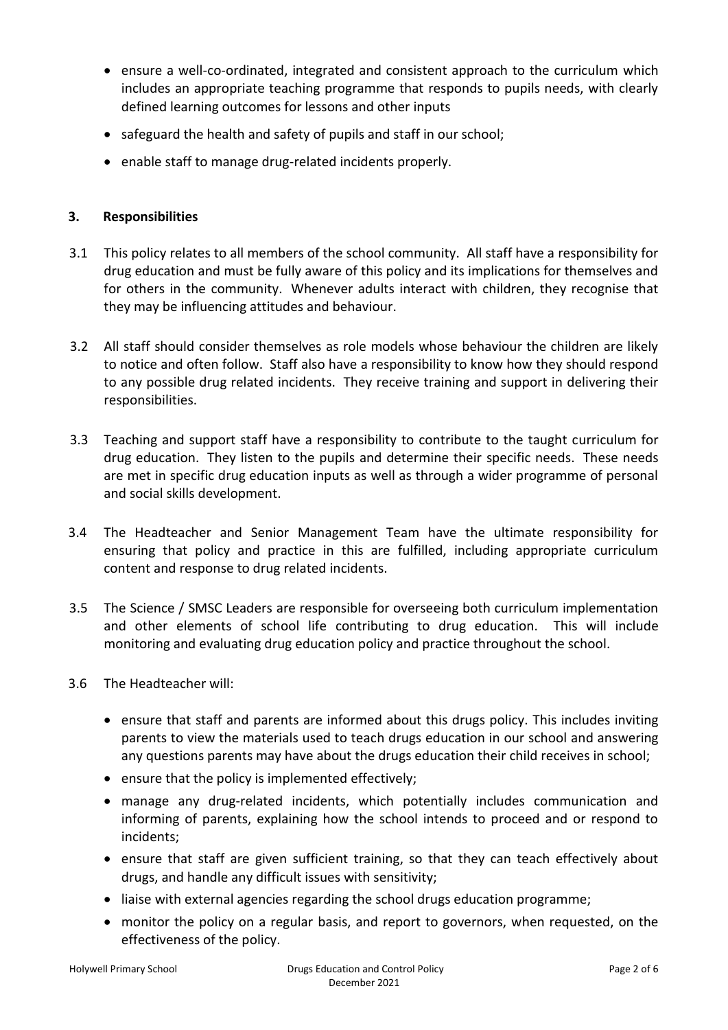- ensure a well-co-ordinated, integrated and consistent approach to the curriculum which includes an appropriate teaching programme that responds to pupils needs, with clearly defined learning outcomes for lessons and other inputs
- safeguard the health and safety of pupils and staff in our school;
- enable staff to manage drug-related incidents properly.

## 3. Responsibilities

3.1 This policy relates to all members of the school community. All staff have a responsibility for drug education and must be fully aware of this policy and its implications for themselves and for others in the community. Whenever adults interact with children, they recognise that they may be influencing attitudes and behaviour.

3.2 All staff should consider themselves as role models whose behaviour the children are likely to notice and often follow. Staff also have a responsibility to know how they should respond to any possible drug related incidents. They receive training and support in delivering their responsibilities.

3.3 Teaching and support staff have a responsibility to contribute to the taught curriculum for drug education. They listen to the pupils and determine their specific needs. These needs are met in specific drug education inputs as well as through a wider programme of personal and social skills development.

3.4 The Headteacher and Senior Management Team have the ultimate responsibility for ensuring that policy and practice in this are fulfilled, including appropriate curriculum content and response to drug related incidents.

3.5 The Science / SMSC Leaders are responsible for overseeing both curriculum implementation and other elements of school life contributing to drug education. This will include monitoring and evaluating drug education policy and practice throughout the school.

3.6 The Headteacher will:

- ensure that staff and parents are informed about this drugs policy. This includes inviting parents to view the materials used to teach drugs education in our school and answering any questions parents may have about the drugs education their child receives in school;
- ensure that the policy is implemented effectively;
- manage any drug-related incidents, which potentially includes communication and informing of parents, explaining how the school intends to proceed and or respond to incidents;
- ensure that staff are given sufficient training, so that they can teach effectively about drugs, and handle any difficult issues with sensitivity;
- liaise with external agencies regarding the school drugs education programme;
- monitor the policy on a regular basis, and report to governors, when requested, on the effectiveness of the policy.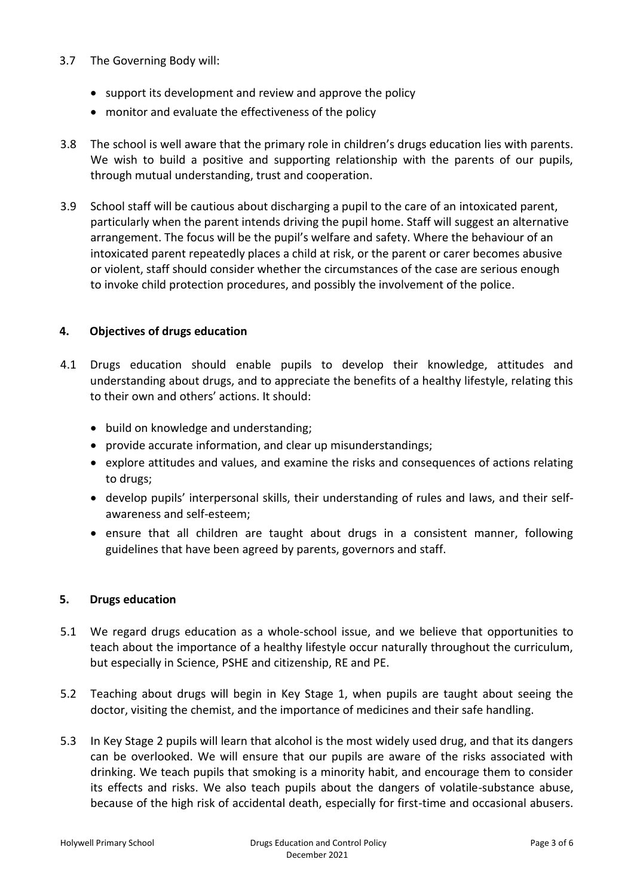3.7 The Governing Body will:

- support its development and review and approve the policy
- monitor and evaluate the effectiveness of the policy

3.8 The school is well aware that the primary role in children's drugs education lies with parents. We wish to build a positive and supporting relationship with the parents of our pupils, through mutual understanding, trust and cooperation.

3.9 School staff will be cautious about discharging a pupil to the care of an intoxicated parent, particularly when the parent intends driving the pupil home. Staff will suggest an alternative arrangement. The focus will be the pupil's welfare and safety. Where the behaviour of an intoxicated parent repeatedly places a child at risk, or the parent or carer becomes abusive or violent, staff should consider whether the circumstances of the case are serious enough to invoke child protection procedures, and possibly the involvement of the police.

## 4. Objectives of drugs education

4.1 Drugs education should enable pupils to develop their knowledge, attitudes and understanding about drugs, and to appreciate the benefits of a healthy lifestyle, relating this to their own and others' actions. It should:

- build on knowledge and understanding;
- provide accurate information, and clear up misunderstandings;
- explore attitudes and values, and examine the risks and consequences of actions relating to drugs;
- develop pupils' interpersonal skills, their understanding of rules and laws, and their self-awareness and self-esteem;
- ensure that all children are taught about drugs in a consistent manner, following guidelines that have been agreed by parents, governors and staff.

## 5. Drugs education

5.1 We regard drugs education as a whole-school issue, and we believe that opportunities to teach about the importance of a healthy lifestyle occur naturally throughout the curriculum, but especially in Science, PSHE and citizenship, RE and PE.

5.2 Teaching about drugs will begin in Key Stage 1, when pupils are taught about seeing the doctor, visiting the chemist, and the importance of medicines and their safe handling.

5.3 In Key Stage 2 pupils will learn that alcohol is the most widely used drug, and that its dangers can be overlooked. We will ensure that our pupils are aware of the risks associated with drinking. We teach pupils that smoking is a minority habit, and encourage them to consider its effects and risks. We also teach pupils about the dangers of volatile-substance abuse, because of the high risk of accidental death, especially for first-time and occasional abusers.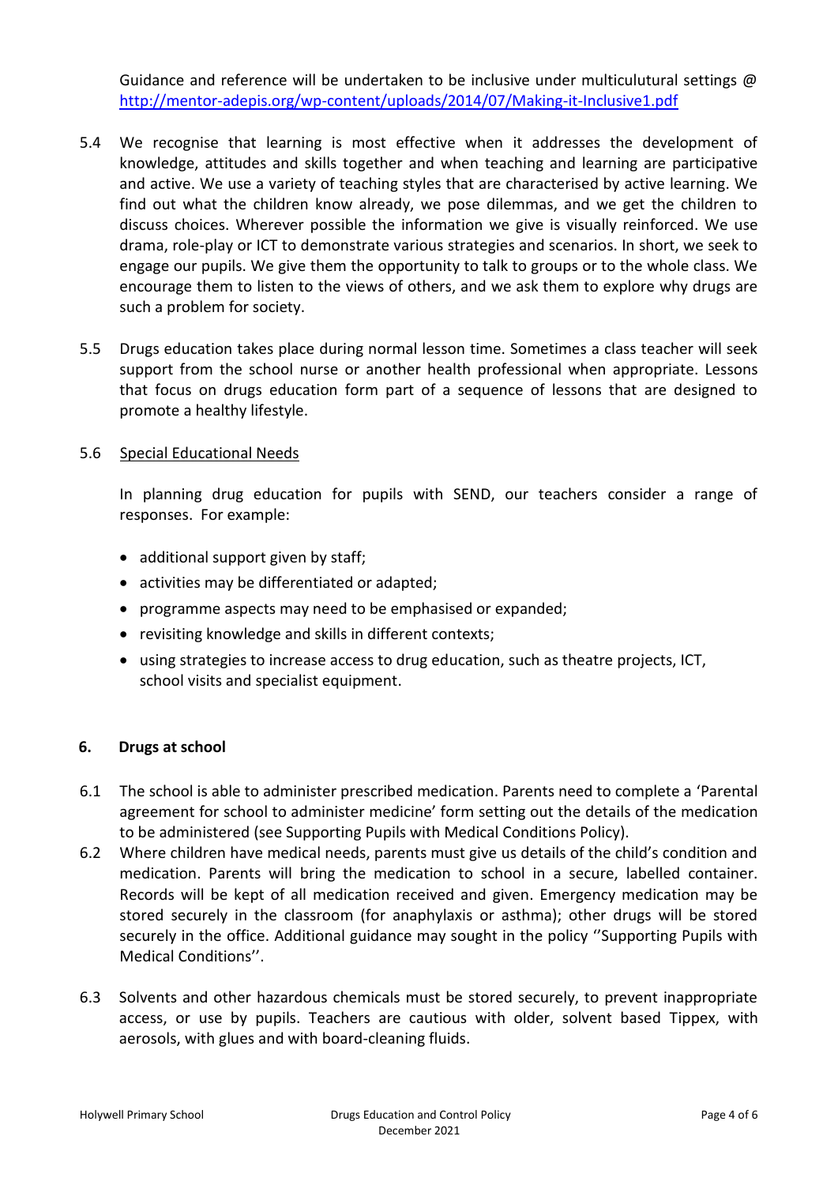Guidance and reference will be undertaken to be inclusive under multiculutural settings @ http://mentor-adepis.org/wp-content/uploads/2014/07/Making-it-Inclusive1.pdf

5.4 We recognise that learning is most effective when it addresses the development of knowledge, attitudes and skills together and when teaching and learning are participative and active. We use a variety of teaching styles that are characterised by active learning. We find out what the children know already, we pose dilemmas, and we get the children to discuss choices. Wherever possible the information we give is visually reinforced. We use drama, role-play or ICT to demonstrate various strategies and scenarios. In short, we seek to engage our pupils. We give them the opportunity to talk to groups or to the whole class. We encourage them to listen to the views of others, and we ask them to explore why drugs are such a problem for society.

5.5 Drugs education takes place during normal lesson time. Sometimes a class teacher will seek support from the school nurse or another health professional when appropriate. Lessons that focus on drugs education form part of a sequence of lessons that are designed to promote a healthy lifestyle.

5.6 Special Educational Needs

In planning drug education for pupils with SEND, our teachers consider a range of responses. For example:

- additional support given by staff;
- activities may be differentiated or adapted;
- programme aspects may need to be emphasised or expanded;
- revisiting knowledge and skills in different contexts;
- using strategies to increase access to drug education, such as theatre projects, ICT, school visits and specialist equipment.

## 6. Drugs at school

6.1 The school is able to administer prescribed medication. Parents need to complete a 'Parental agreement for school to administer medicine' form setting out the details of the medication to be administered (see Supporting Pupils with Medical Conditions Policy).

6.2 Where children have medical needs, parents must give us details of the child's condition and medication. Parents will bring the medication to school in a secure, labelled container. Records will be kept of all medication received and given. Emergency medication may be stored securely in the classroom (for anaphylaxis or asthma); other drugs will be stored securely in the office. Additional guidance may sought in the policy ''Supporting Pupils with Medical Conditions''.

6.3 Solvents and other hazardous chemicals must be stored securely, to prevent inappropriate access, or use by pupils. Teachers are cautious with older, solvent based Tippex, with aerosols, with glues and with board-cleaning fluids.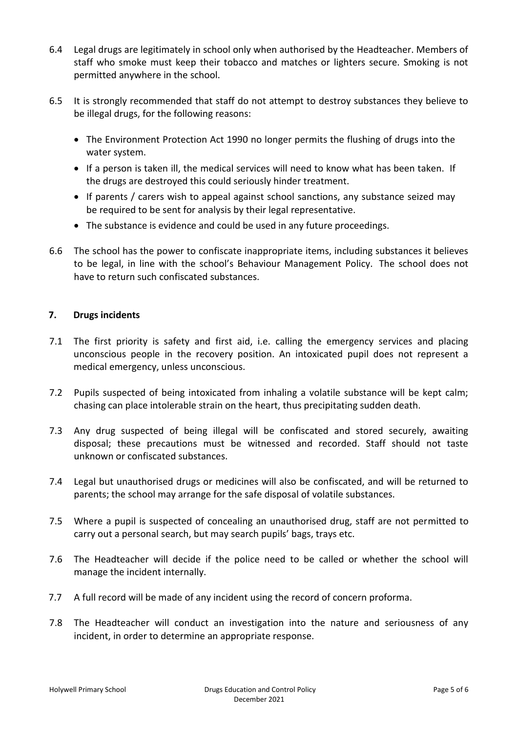6.4 Legal drugs are legitimately in school only when authorised by the Headteacher. Members of staff who smoke must keep their tobacco and matches or lighters secure. Smoking is not permitted anywhere in the school.

6.5 It is strongly recommended that staff do not attempt to destroy substances they believe to be illegal drugs, for the following reasons:

- The Environment Protection Act 1990 no longer permits the flushing of drugs into the water system.
- If a person is taken ill, the medical services will need to know what has been taken. If the drugs are destroyed this could seriously hinder treatment.
- If parents / carers wish to appeal against school sanctions, any substance seized may be required to be sent for analysis by their legal representative.
- The substance is evidence and could be used in any future proceedings.

6.6 The school has the power to confiscate inappropriate items, including substances it believes to be legal, in line with the school's Behaviour Management Policy. The school does not have to return such confiscated substances.

## 7. Drugs incidents

7.1 The first priority is safety and first aid, i.e. calling the emergency services and placing unconscious people in the recovery position. An intoxicated pupil does not represent a medical emergency, unless unconscious.

7.2 Pupils suspected of being intoxicated from inhaling a volatile substance will be kept calm; chasing can place intolerable strain on the heart, thus precipitating sudden death.

7.3 Any drug suspected of being illegal will be confiscated and stored securely, awaiting disposal; these precautions must be witnessed and recorded. Staff should not taste unknown or confiscated substances.

7.4 Legal but unauthorised drugs or medicines will also be confiscated, and will be returned to parents; the school may arrange for the safe disposal of volatile substances.

7.5 Where a pupil is suspected of concealing an unauthorised drug, staff are not permitted to carry out a personal search, but may search pupils' bags, trays etc.

7.6 The Headteacher will decide if the police need to be called or whether the school will manage the incident internally.

7.7 A full record will be made of any incident using the record of concern proforma.

7.8 The Headteacher will conduct an investigation into the nature and seriousness of any incident, in order to determine an appropriate response.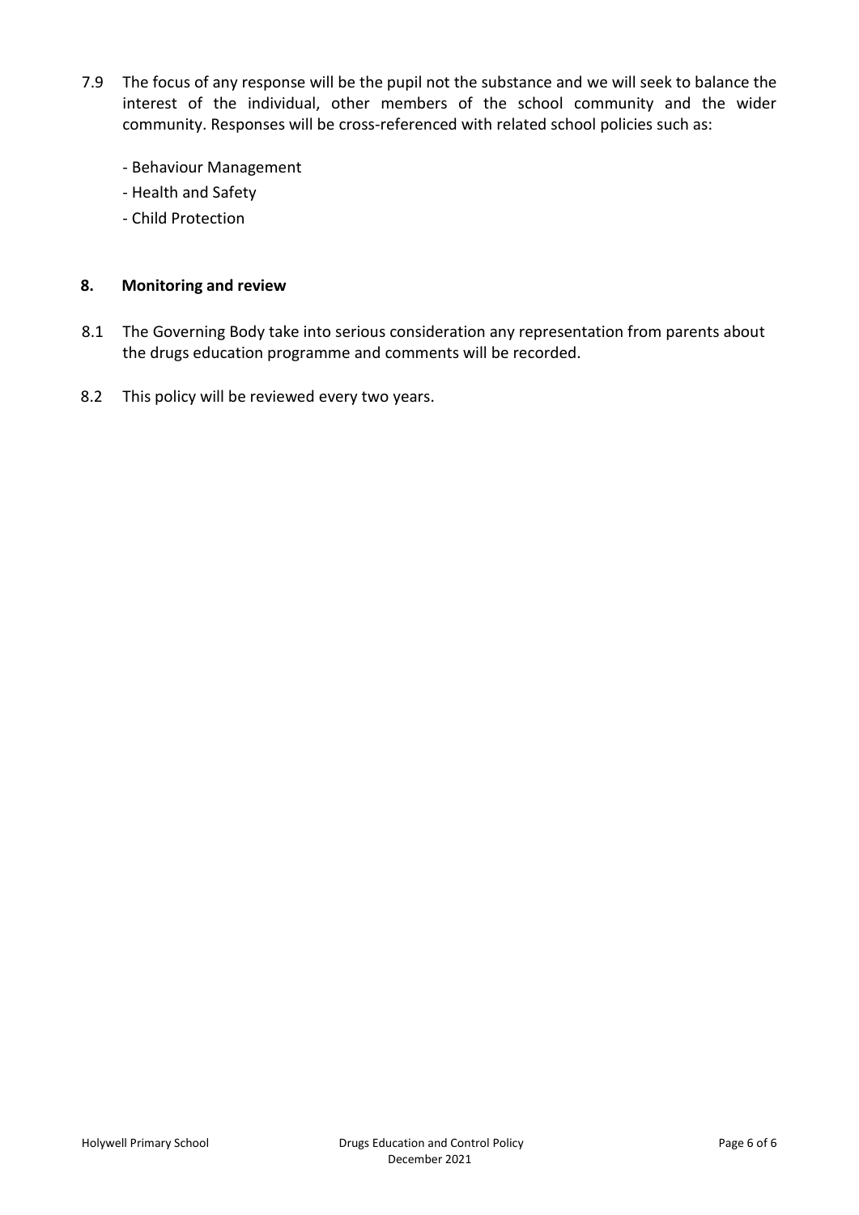7.9 The focus of any response will be the pupil not the substance and we will seek to balance the interest of the individual, other members of the school community and the wider community. Responses will be cross-referenced with related school policies such as:

- Behaviour Management
- Health and Safety
- Child Protection

## 8. Monitoring and review

8.1 The Governing Body take into serious consideration any representation from parents about the drugs education programme and comments will be recorded.

8.2 This policy will be reviewed every two years.